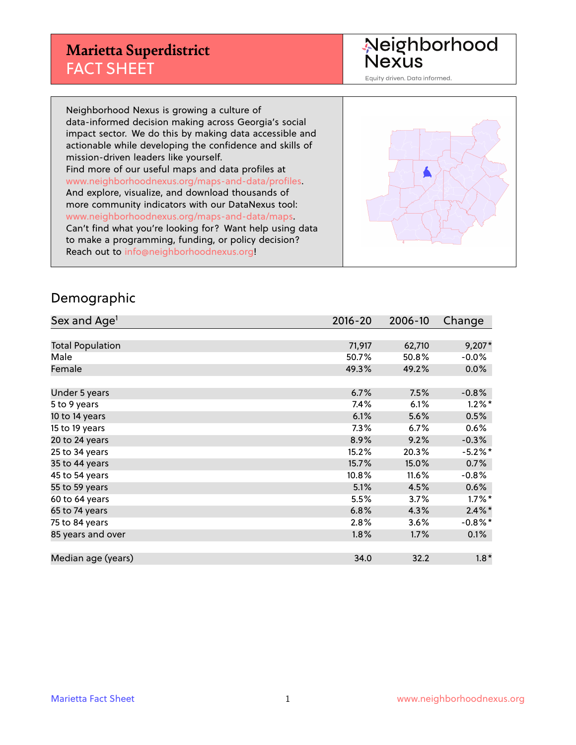# Marietta Superdistrict
## FACT SHEET

Neighborhood Nexus

Equity driven. Data informed.

Neighborhood Nexus is growing a culture of data-informed decision making across Georgia's social impact sector. We do this by making data accessible and actionable while developing the confidence and skills of mission-driven leaders like yourself.
Find more of our useful maps and data profiles at www.neighborhoodnexus.org/maps-and-data/profiles.
And explore, visualize, and download thousands of more community indicators with our DataNexus tool: www.neighborhoodnexus.org/maps-and-data/maps.
Can't find what you're looking for? Want help using data to make a programming, funding, or policy decision? Reach out to info@neighborhoodnexus.org!

## Demographic

| Sex and Age[1] | 2016-20 | 2006-10 | Change |
|---|---|---|---|
| Total Population | 71,917 | 62,710 | 9,207* |
| Male | 50.7% | 50.8% | -0.0% |
| Female | 49.3% | 49.2% | 0.0% |
| | | | |
| Under 5 years | 6.7% | 7.5% | -0.8% |
| 5 to 9 years | 7.4% | 6.1% | 1.2%* |
| 10 to 14 years | 6.1% | 5.6% | 0.5% |
| 15 to 19 years | 7.3% | 6.7% | 0.6% |
| 20 to 24 years | 8.9% | 9.2% | -0.3% |
| 25 to 34 years | 15.2% | 20.3% | -5.2%* |
| 35 to 44 years | 15.7% | 15.0% | 0.7% |
| 45 to 54 years | 10.8% | 11.6% | -0.8% |
| 55 to 59 years | 5.1% | 4.5% | 0.6% |
| 60 to 64 years | 5.5% | 3.7% | 1.7%* |
| 65 to 74 years | 6.8% | 4.3% | 2.4%* |
| 75 to 84 years | 2.8% | 3.6% | -0.8%* |
| 85 years and over | 1.8% | 1.7% | 0.1% |
| | | | |
| Median age (years) | 34.0 | 32.2 | 1.8* |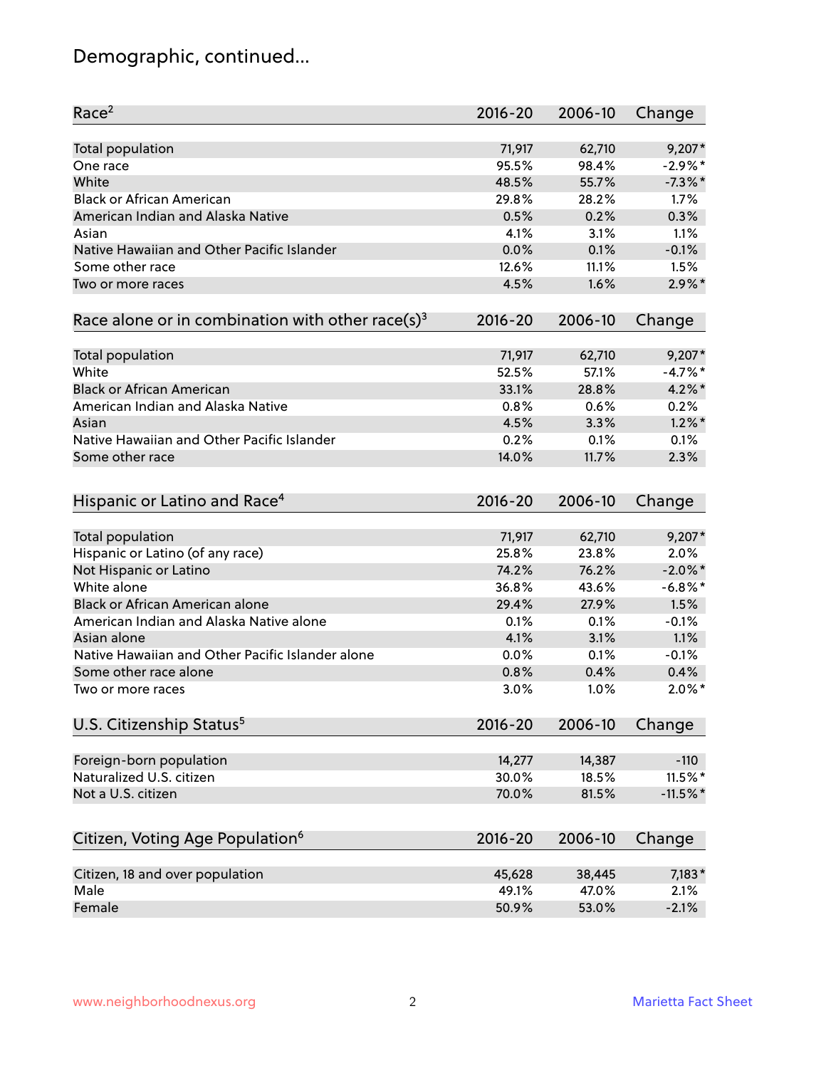# Demographic, continued...

| Race[2] | 2016-20 | 2006-10 | Change |
|---|---|---|---|
| Total population | 71,917 | 62,710 | 9,207* |
| One race | 95.5% | 98.4% | -2.9%* |
| White | 48.5% | 55.7% | -7.3%* |
| Black or African American | 29.8% | 28.2% | 1.7% |
| American Indian and Alaska Native | 0.5% | 0.2% | 0.3% |
| Asian | 4.1% | 3.1% | 1.1% |
| Native Hawaiian and Other Pacific Islander | 0.0% | 0.1% | -0.1% |
| Some other race | 12.6% | 11.1% | 1.5% |
| Two or more races | 4.5% | 1.6% | 2.9%* |

| Race alone or in combination with other race(s)[3] | 2016-20 | 2006-10 | Change |
|---|---|---|---|
| Total population | 71,917 | 62,710 | 9,207* |
| White | 52.5% | 57.1% | -4.7%* |
| Black or African American | 33.1% | 28.8% | 4.2%* |
| American Indian and Alaska Native | 0.8% | 0.6% | 0.2% |
| Asian | 4.5% | 3.3% | 1.2%* |
| Native Hawaiian and Other Pacific Islander | 0.2% | 0.1% | 0.1% |
| Some other race | 14.0% | 11.7% | 2.3% |

| Hispanic or Latino and Race[4] | 2016-20 | 2006-10 | Change |
|---|---|---|---|
| Total population | 71,917 | 62,710 | 9,207* |
| Hispanic or Latino (of any race) | 25.8% | 23.8% | 2.0% |
| Not Hispanic or Latino | 74.2% | 76.2% | -2.0%* |
| White alone | 36.8% | 43.6% | -6.8%* |
| Black or African American alone | 29.4% | 27.9% | 1.5% |
| American Indian and Alaska Native alone | 0.1% | 0.1% | -0.1% |
| Asian alone | 4.1% | 3.1% | 1.1% |
| Native Hawaiian and Other Pacific Islander alone | 0.0% | 0.1% | -0.1% |
| Some other race alone | 0.8% | 0.4% | 0.4% |
| Two or more races | 3.0% | 1.0% | 2.0%* |

| U.S. Citizenship Status[5] | 2016-20 | 2006-10 | Change |
|---|---|---|---|
| Foreign-born population | 14,277 | 14,387 | -110 |
| Naturalized U.S. citizen | 30.0% | 18.5% | 11.5%* |
| Not a U.S. citizen | 70.0% | 81.5% | -11.5%* |

| Citizen, Voting Age Population[6] | 2016-20 | 2006-10 | Change |
|---|---|---|---|
| Citizen, 18 and over population | 45,628 | 38,445 | 7,183* |
| Male | 49.1% | 47.0% | 2.1% |
| Female | 50.9% | 53.0% | -2.1% |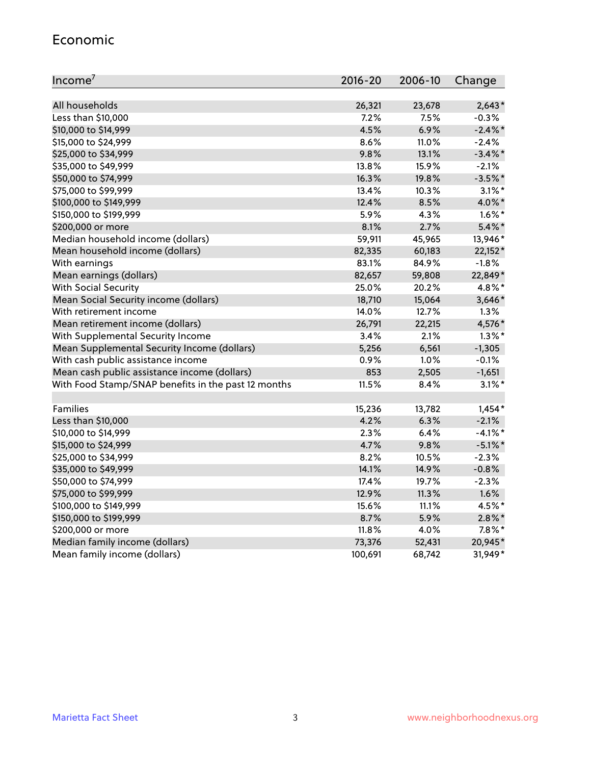## Economic

| Income[7] | 2016-20 | 2006-10 | Change |
|---|---|---|---|
| All households | 26,321 | 23,678 | 2,643* |
| Less than $10,000 | 7.2% | 7.5% | -0.3% |
| $10,000 to $14,999 | 4.5% | 6.9% | -2.4%* |
| $15,000 to $24,999 | 8.6% | 11.0% | -2.4% |
| $25,000 to $34,999 | 9.8% | 13.1% | -3.4%* |
| $35,000 to $49,999 | 13.8% | 15.9% | -2.1% |
| $50,000 to $74,999 | 16.3% | 19.8% | -3.5%* |
| $75,000 to $99,999 | 13.4% | 10.3% | 3.1%* |
| $100,000 to $149,999 | 12.4% | 8.5% | 4.0%* |
| $150,000 to $199,999 | 5.9% | 4.3% | 1.6%* |
| $200,000 or more | 8.1% | 2.7% | 5.4%* |
| Median household income (dollars) | 59,911 | 45,965 | 13,946* |
| Mean household income (dollars) | 82,335 | 60,183 | 22,152* |
| With earnings | 83.1% | 84.9% | -1.8% |
| Mean earnings (dollars) | 82,657 | 59,808 | 22,849* |
| With Social Security | 25.0% | 20.2% | 4.8%* |
| Mean Social Security income (dollars) | 18,710 | 15,064 | 3,646* |
| With retirement income | 14.0% | 12.7% | 1.3% |
| Mean retirement income (dollars) | 26,791 | 22,215 | 4,576* |
| With Supplemental Security Income | 3.4% | 2.1% | 1.3%* |
| Mean Supplemental Security Income (dollars) | 5,256 | 6,561 | -1,305 |
| With cash public assistance income | 0.9% | 1.0% | -0.1% |
| Mean cash public assistance income (dollars) | 853 | 2,505 | -1,651 |
| With Food Stamp/SNAP benefits in the past 12 months | 11.5% | 8.4% | 3.1%* |
| | | | |
| Families | 15,236 | 13,782 | 1,454* |
| Less than $10,000 | 4.2% | 6.3% | -2.1% |
| $10,000 to $14,999 | 2.3% | 6.4% | -4.1%* |
| $15,000 to $24,999 | 4.7% | 9.8% | -5.1%* |
| $25,000 to $34,999 | 8.2% | 10.5% | -2.3% |
| $35,000 to $49,999 | 14.1% | 14.9% | -0.8% |
| $50,000 to $74,999 | 17.4% | 19.7% | -2.3% |
| $75,000 to $99,999 | 12.9% | 11.3% | 1.6% |
| $100,000 to $149,999 | 15.6% | 11.1% | 4.5%* |
| $150,000 to $199,999 | 8.7% | 5.9% | 2.8%* |
| $200,000 or more | 11.8% | 4.0% | 7.8%* |
| Median family income (dollars) | 73,376 | 52,431 | 20,945* |
| Mean family income (dollars) | 100,691 | 68,742 | 31,949* |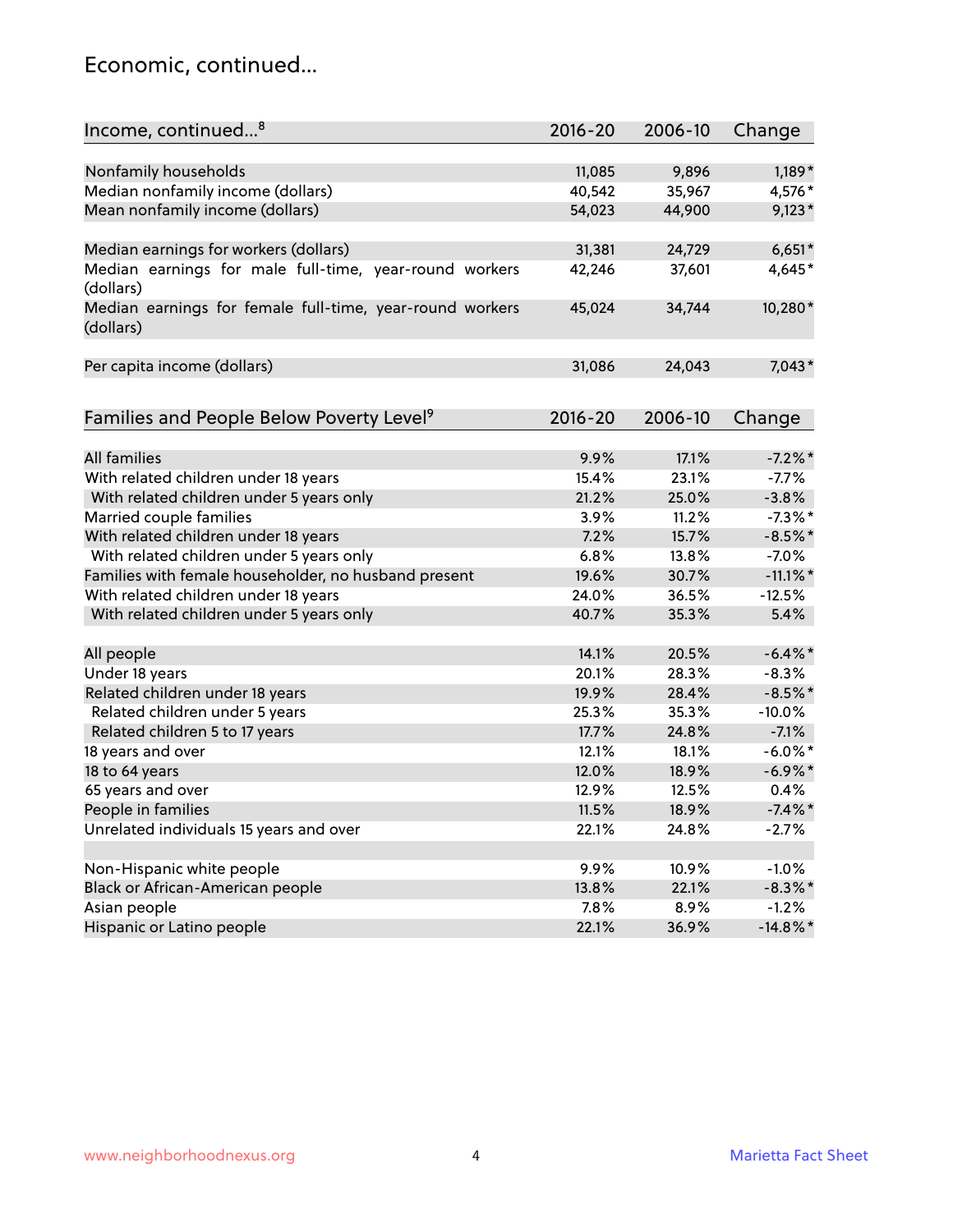# Economic, continued...

| Income, continued...[8] | 2016-20 | 2006-10 | Change |
|---|---|---|---|
| Nonfamily households | 11,085 | 9,896 | 1,189* |
| Median nonfamily income (dollars) | 40,542 | 35,967 | 4,576* |
| Mean nonfamily income (dollars) | 54,023 | 44,900 | 9,123* |
| Median earnings for workers (dollars) | 31,381 | 24,729 | 6,651* |
| Median earnings for male full-time, year-round workers (dollars) | 42,246 | 37,601 | 4,645* |
| Median earnings for female full-time, year-round workers (dollars) | 45,024 | 34,744 | 10,280* |
| Per capita income (dollars) | 31,086 | 24,043 | 7,043* |

| Families and People Below Poverty Level[9] | 2016-20 | 2006-10 | Change |
|---|---|---|---|
| All families | 9.9% | 17.1% | -7.2%* |
| With related children under 18 years | 15.4% | 23.1% | -7.7% |
| With related children under 5 years only | 21.2% | 25.0% | -3.8% |
| Married couple families | 3.9% | 11.2% | -7.3%* |
| With related children under 18 years | 7.2% | 15.7% | -8.5%* |
| With related children under 5 years only | 6.8% | 13.8% | -7.0% |
| Families with female householder, no husband present | 19.6% | 30.7% | -11.1%* |
| With related children under 18 years | 24.0% | 36.5% | -12.5% |
| With related children under 5 years only | 40.7% | 35.3% | 5.4% |
| All people | 14.1% | 20.5% | -6.4%* |
| Under 18 years | 20.1% | 28.3% | -8.3% |
| Related children under 18 years | 19.9% | 28.4% | -8.5%* |
| Related children under 5 years | 25.3% | 35.3% | -10.0% |
| Related children 5 to 17 years | 17.7% | 24.8% | -7.1% |
| 18 years and over | 12.1% | 18.1% | -6.0%* |
| 18 to 64 years | 12.0% | 18.9% | -6.9%* |
| 65 years and over | 12.9% | 12.5% | 0.4% |
| People in families | 11.5% | 18.9% | -7.4%* |
| Unrelated individuals 15 years and over | 22.1% | 24.8% | -2.7% |
| Non-Hispanic white people | 9.9% | 10.9% | -1.0% |
| Black or African-American people | 13.8% | 22.1% | -8.3%* |
| Asian people | 7.8% | 8.9% | -1.2% |
| Hispanic or Latino people | 22.1% | 36.9% | -14.8%* |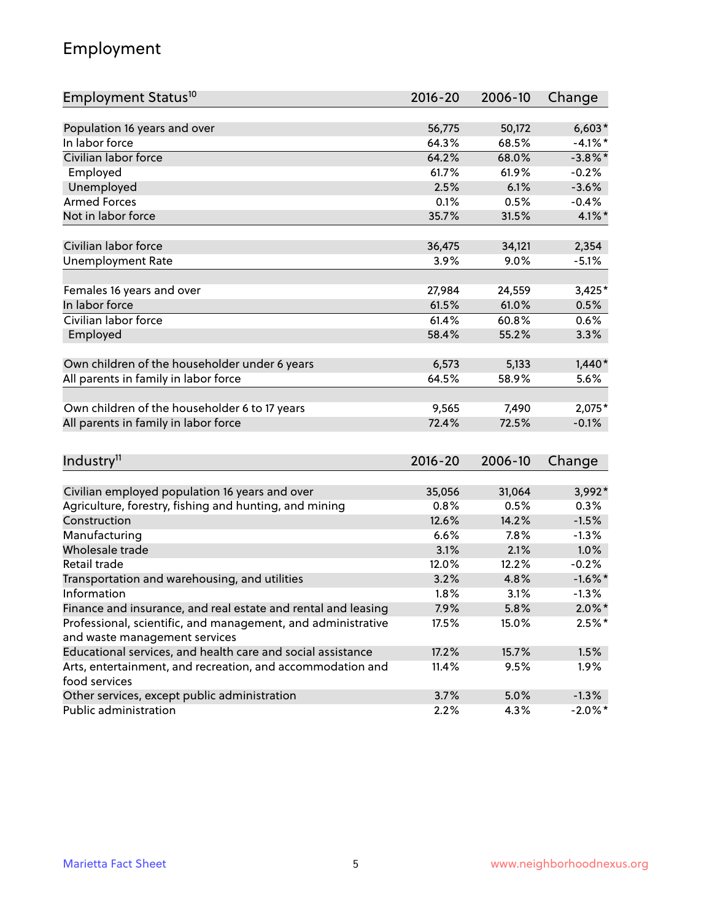## Employment

| Employment Status[10] | 2016-20 | 2006-10 | Change |
|---|---|---|---|
| Population 16 years and over | 56,775 | 50,172 | 6,603* |
| In labor force | 64.3% | 68.5% | -4.1%* |
| Civilian labor force | 64.2% | 68.0% | -3.8%* |
| Employed | 61.7% | 61.9% | -0.2% |
| Unemployed | 2.5% | 6.1% | -3.6% |
| Armed Forces | 0.1% | 0.5% | -0.4% |
| Not in labor force | 35.7% | 31.5% | 4.1%* |
| | | | |
| Civilian labor force | 36,475 | 34,121 | 2,354 |
| Unemployment Rate | 3.9% | 9.0% | -5.1% |
| | | | |
| Females 16 years and over | 27,984 | 24,559 | 3,425* |
| In labor force | 61.5% | 61.0% | 0.5% |
| Civilian labor force | 61.4% | 60.8% | 0.6% |
| Employed | 58.4% | 55.2% | 3.3% |
| | | | |
| Own children of the householder under 6 years | 6,573 | 5,133 | 1,440* |
| All parents in family in labor force | 64.5% | 58.9% | 5.6% |
| | | | |
| Own children of the householder 6 to 17 years | 9,565 | 7,490 | 2,075* |
| All parents in family in labor force | 72.4% | 72.5% | -0.1% |

| Industry[11] | 2016-20 | 2006-10 | Change |
|---|---|---|---|
| Civilian employed population 16 years and over | 35,056 | 31,064 | 3,992* |
| Agriculture, forestry, fishing and hunting, and mining | 0.8% | 0.5% | 0.3% |
| Construction | 12.6% | 14.2% | -1.5% |
| Manufacturing | 6.6% | 7.8% | -1.3% |
| Wholesale trade | 3.1% | 2.1% | 1.0% |
| Retail trade | 12.0% | 12.2% | -0.2% |
| Transportation and warehousing, and utilities | 3.2% | 4.8% | -1.6%* |
| Information | 1.8% | 3.1% | -1.3% |
| Finance and insurance, and real estate and rental and leasing | 7.9% | 5.8% | 2.0%* |
| Professional, scientific, and management, and administrative and waste management services | 17.5% | 15.0% | 2.5%* |
| Educational services, and health care and social assistance | 17.2% | 15.7% | 1.5% |
| Arts, entertainment, and recreation, and accommodation and food services | 11.4% | 9.5% | 1.9% |
| Other services, except public administration | 3.7% | 5.0% | -1.3% |
| Public administration | 2.2% | 4.3% | -2.0%* |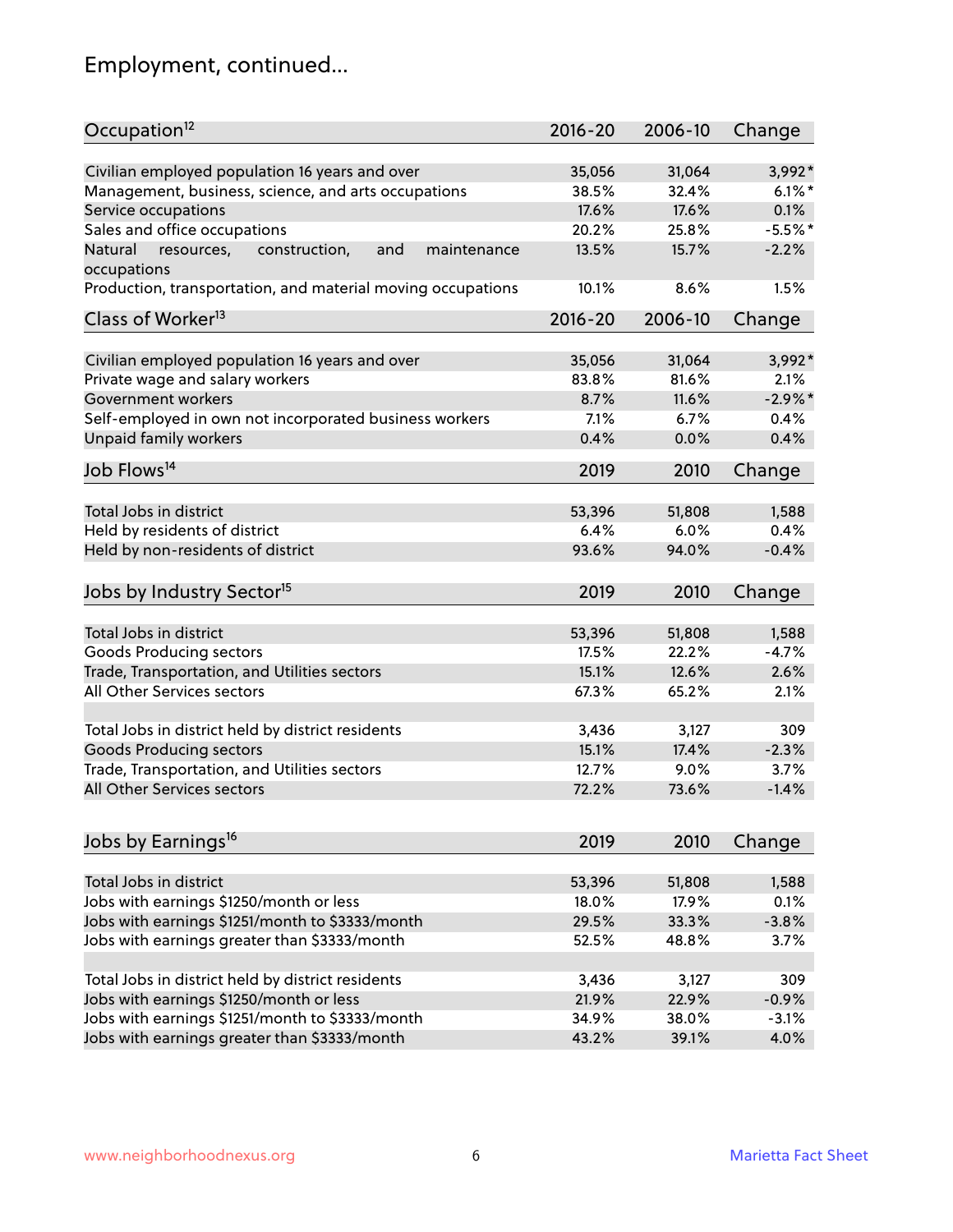# Employment, continued...

| Occupation[12] | 2016-20 | 2006-10 | Change |
|---|---|---|---|
| Civilian employed population 16 years and over | 35,056 | 31,064 | 3,992* |
| Management, business, science, and arts occupations | 38.5% | 32.4% | 6.1%* |
| Service occupations | 17.6% | 17.6% | 0.1% |
| Sales and office occupations | 20.2% | 25.8% | -5.5%* |
| Natural resources, construction, and maintenance occupations | 13.5% | 15.7% | -2.2% |
| Production, transportation, and material moving occupations | 10.1% | 8.6% | 1.5% |

| Class of Worker[13] | 2016-20 | 2006-10 | Change |
|---|---|---|---|
| Civilian employed population 16 years and over | 35,056 | 31,064 | 3,992* |
| Private wage and salary workers | 83.8% | 81.6% | 2.1% |
| Government workers | 8.7% | 11.6% | -2.9%* |
| Self-employed in own not incorporated business workers | 7.1% | 6.7% | 0.4% |
| Unpaid family workers | 0.4% | 0.0% | 0.4% |

| Job Flows[14] | 2019 | 2010 | Change |
|---|---|---|---|
| Total Jobs in district | 53,396 | 51,808 | 1,588 |
| Held by residents of district | 6.4% | 6.0% | 0.4% |
| Held by non-residents of district | 93.6% | 94.0% | -0.4% |

| Jobs by Industry Sector[15] | 2019 | 2010 | Change |
|---|---|---|---|
| Total Jobs in district | 53,396 | 51,808 | 1,588 |
| Goods Producing sectors | 17.5% | 22.2% | -4.7% |
| Trade, Transportation, and Utilities sectors | 15.1% | 12.6% | 2.6% |
| All Other Services sectors | 67.3% | 65.2% | 2.1% |
| | | | |
| Total Jobs in district held by district residents | 3,436 | 3,127 | 309 |
| Goods Producing sectors | 15.1% | 17.4% | -2.3% |
| Trade, Transportation, and Utilities sectors | 12.7% | 9.0% | 3.7% |
| All Other Services sectors | 72.2% | 73.6% | -1.4% |

| Jobs by Earnings[16] | 2019 | 2010 | Change |
|---|---|---|---|
| Total Jobs in district | 53,396 | 51,808 | 1,588 |
| Jobs with earnings $1250/month or less | 18.0% | 17.9% | 0.1% |
| Jobs with earnings $1251/month to $3333/month | 29.5% | 33.3% | -3.8% |
| Jobs with earnings greater than $3333/month | 52.5% | 48.8% | 3.7% |
| | | | |
| Total Jobs in district held by district residents | 3,436 | 3,127 | 309 |
| Jobs with earnings $1250/month or less | 21.9% | 22.9% | -0.9% |
| Jobs with earnings $1251/month to $3333/month | 34.9% | 38.0% | -3.1% |
| Jobs with earnings greater than $3333/month | 43.2% | 39.1% | 4.0% |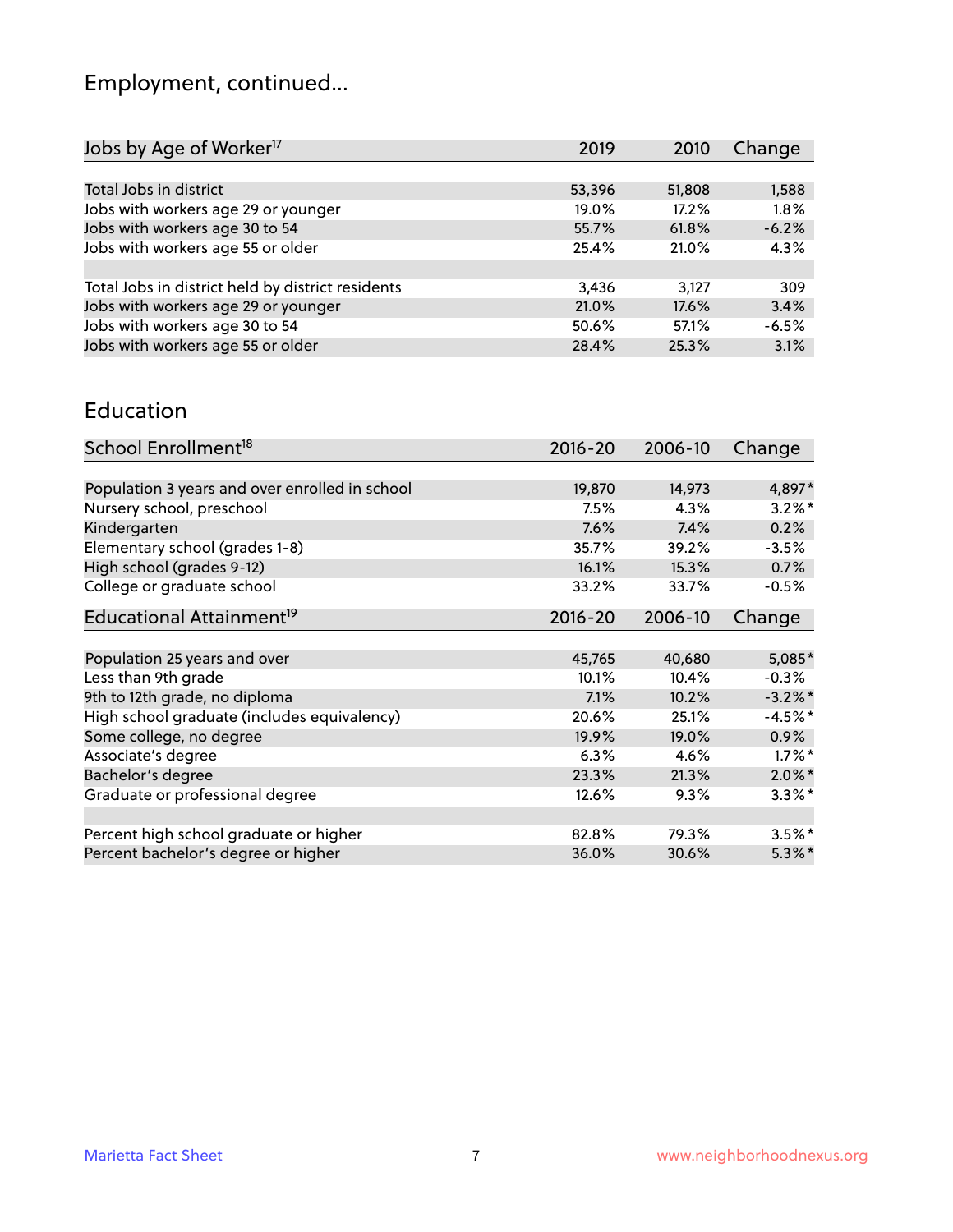# Employment, continued...

| Jobs by Age of Worker[17] | 2019 | 2010 | Change |
|---|---|---|---|
| Total Jobs in district | 53,396 | 51,808 | 1,588 |
| Jobs with workers age 29 or younger | 19.0% | 17.2% | 1.8% |
| Jobs with workers age 30 to 54 | 55.7% | 61.8% | -6.2% |
| Jobs with workers age 55 or older | 25.4% | 21.0% | 4.3% |
| | | | |
| Total Jobs in district held by district residents | 3,436 | 3,127 | 309 |
| Jobs with workers age 29 or younger | 21.0% | 17.6% | 3.4% |
| Jobs with workers age 30 to 54 | 50.6% | 57.1% | -6.5% |
| Jobs with workers age 55 or older | 28.4% | 25.3% | 3.1% |

# Education

| School Enrollment[18] | 2016-20 | 2006-10 | Change |
|---|---|---|---|
| Population 3 years and over enrolled in school | 19,870 | 14,973 | 4,897* |
| Nursery school, preschool | 7.5% | 4.3% | 3.2%* |
| Kindergarten | 7.6% | 7.4% | 0.2% |
| Elementary school (grades 1-8) | 35.7% | 39.2% | -3.5% |
| High school (grades 9-12) | 16.1% | 15.3% | 0.7% |
| College or graduate school | 33.2% | 33.7% | -0.5% |

| Educational Attainment[19] | 2016-20 | 2006-10 | Change |
|---|---|---|---|
| Population 25 years and over | 45,765 | 40,680 | 5,085* |
| Less than 9th grade | 10.1% | 10.4% | -0.3% |
| 9th to 12th grade, no diploma | 7.1% | 10.2% | -3.2%* |
| High school graduate (includes equivalency) | 20.6% | 25.1% | -4.5%* |
| Some college, no degree | 19.9% | 19.0% | 0.9% |
| Associate's degree | 6.3% | 4.6% | 1.7%* |
| Bachelor's degree | 23.3% | 21.3% | 2.0%* |
| Graduate or professional degree | 12.6% | 9.3% | 3.3%* |
| | | | |
| Percent high school graduate or higher | 82.8% | 79.3% | 3.5%* |
| Percent bachelor's degree or higher | 36.0% | 30.6% | 5.3%* |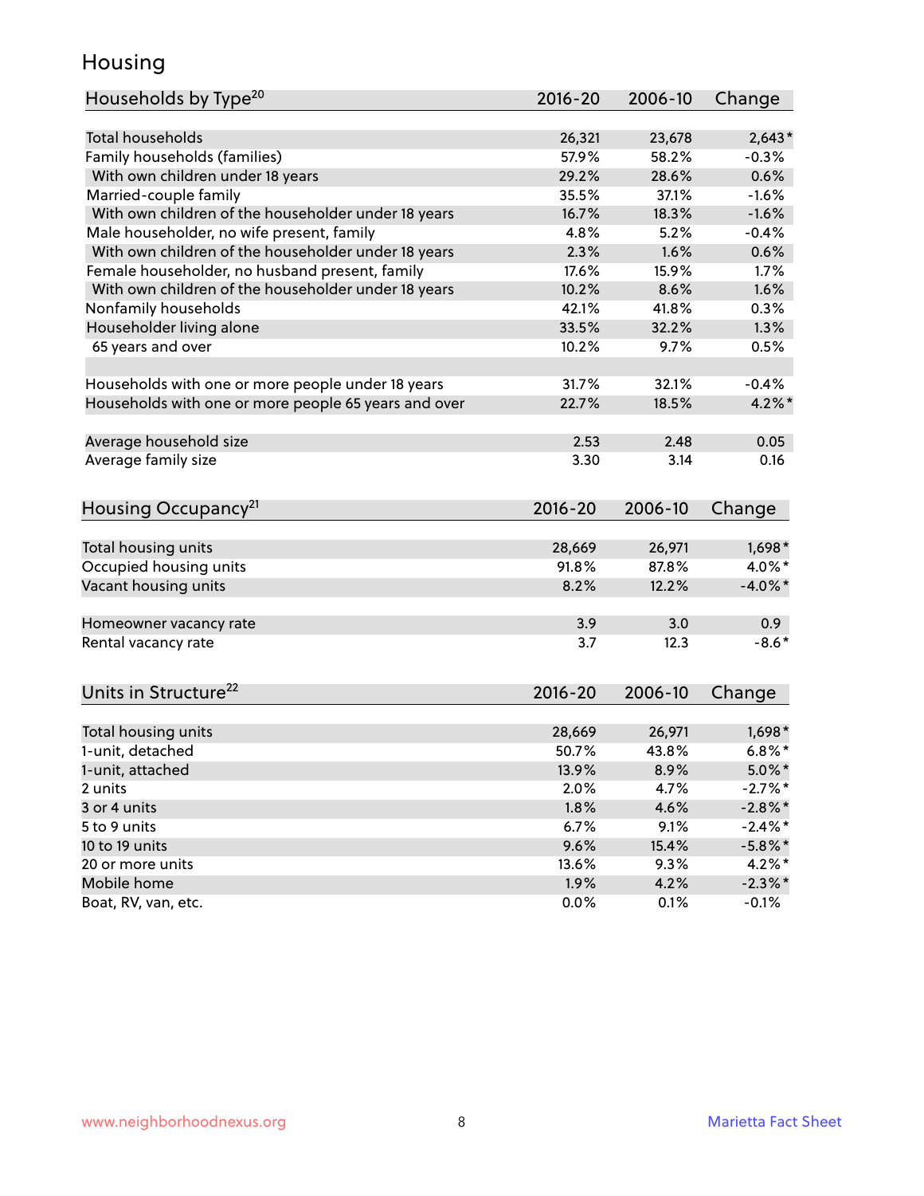## Housing

| Households by Type[20] | 2016-20 | 2006-10 | Change |
|---|---|---|---|
| Total households | 26,321 | 23,678 | 2,643* |
| Family households (families) | 57.9% | 58.2% | -0.3% |
| With own children under 18 years | 29.2% | 28.6% | 0.6% |
| Married-couple family | 35.5% | 37.1% | -1.6% |
| With own children of the householder under 18 years | 16.7% | 18.3% | -1.6% |
| Male householder, no wife present, family | 4.8% | 5.2% | -0.4% |
| With own children of the householder under 18 years | 2.3% | 1.6% | 0.6% |
| Female householder, no husband present, family | 17.6% | 15.9% | 1.7% |
| With own children of the householder under 18 years | 10.2% | 8.6% | 1.6% |
| Nonfamily households | 42.1% | 41.8% | 0.3% |
| Householder living alone | 33.5% | 32.2% | 1.3% |
| 65 years and over | 10.2% | 9.7% | 0.5% |
| | | | |
| Households with one or more people under 18 years | 31.7% | 32.1% | -0.4% |
| Households with one or more people 65 years and over | 22.7% | 18.5% | 4.2%* |
| | | | |
| Average household size | 2.53 | 2.48 | 0.05 |
| Average family size | 3.30 | 3.14 | 0.16 |

| Housing Occupancy[21] | 2016-20 | 2006-10 | Change |
|---|---|---|---|
| Total housing units | 28,669 | 26,971 | 1,698* |
| Occupied housing units | 91.8% | 87.8% | 4.0%* |
| Vacant housing units | 8.2% | 12.2% | -4.0%* |
| | | | |
| Homeowner vacancy rate | 3.9 | 3.0 | 0.9 |
| Rental vacancy rate | 3.7 | 12.3 | -8.6* |

| Units in Structure[22] | 2016-20 | 2006-10 | Change |
|---|---|---|---|
| Total housing units | 28,669 | 26,971 | 1,698* |
| 1-unit, detached | 50.7% | 43.8% | 6.8%* |
| 1-unit, attached | 13.9% | 8.9% | 5.0%* |
| 2 units | 2.0% | 4.7% | -2.7%* |
| 3 or 4 units | 1.8% | 4.6% | -2.8%* |
| 5 to 9 units | 6.7% | 9.1% | -2.4%* |
| 10 to 19 units | 9.6% | 15.4% | -5.8%* |
| 20 or more units | 13.6% | 9.3% | 4.2%* |
| Mobile home | 1.9% | 4.2% | -2.3%* |
| Boat, RV, van, etc. | 0.0% | 0.1% | -0.1% |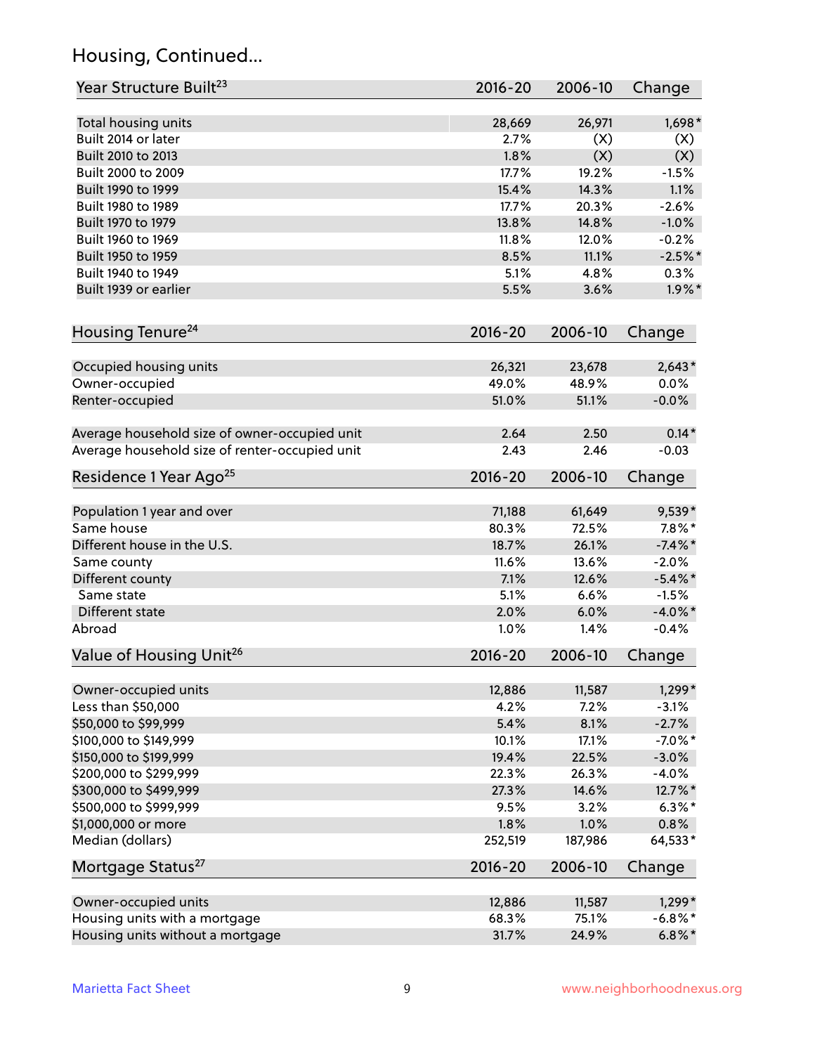## Housing, Continued...

| Year Structure Built[23] | 2016-20 | 2006-10 | Change |
|---|---|---|---|
| Total housing units | 28,669 | 26,971 | 1,698* |
| Built 2014 or later | 2.7% | (X) | (X) |
| Built 2010 to 2013 | 1.8% | (X) | (X) |
| Built 2000 to 2009 | 17.7% | 19.2% | -1.5% |
| Built 1990 to 1999 | 15.4% | 14.3% | 1.1% |
| Built 1980 to 1989 | 17.7% | 20.3% | -2.6% |
| Built 1970 to 1979 | 13.8% | 14.8% | -1.0% |
| Built 1960 to 1969 | 11.8% | 12.0% | -0.2% |
| Built 1950 to 1959 | 8.5% | 11.1% | -2.5%* |
| Built 1940 to 1949 | 5.1% | 4.8% | 0.3% |
| Built 1939 or earlier | 5.5% | 3.6% | 1.9%* |

| Housing Tenure[24] | 2016-20 | 2006-10 | Change |
|---|---|---|---|
| Occupied housing units | 26,321 | 23,678 | 2,643* |
| Owner-occupied | 49.0% | 48.9% | 0.0% |
| Renter-occupied | 51.0% | 51.1% | -0.0% |
| Average household size of owner-occupied unit | 2.64 | 2.50 | 0.14* |
| Average household size of renter-occupied unit | 2.43 | 2.46 | -0.03 |

| Residence 1 Year Ago[25] | 2016-20 | 2006-10 | Change |
|---|---|---|---|
| Population 1 year and over | 71,188 | 61,649 | 9,539* |
| Same house | 80.3% | 72.5% | 7.8%* |
| Different house in the U.S. | 18.7% | 26.1% | -7.4%* |
| Same county | 11.6% | 13.6% | -2.0% |
| Different county | 7.1% | 12.6% | -5.4%* |
| Same state | 5.1% | 6.6% | -1.5% |
| Different state | 2.0% | 6.0% | -4.0%* |
| Abroad | 1.0% | 1.4% | -0.4% |

| Value of Housing Unit[26] | 2016-20 | 2006-10 | Change |
|---|---|---|---|
| Owner-occupied units | 12,886 | 11,587 | 1,299* |
| Less than $50,000 | 4.2% | 7.2% | -3.1% |
| $50,000 to $99,999 | 5.4% | 8.1% | -2.7% |
| $100,000 to $149,999 | 10.1% | 17.1% | -7.0%* |
| $150,000 to $199,999 | 19.4% | 22.5% | -3.0% |
| $200,000 to $299,999 | 22.3% | 26.3% | -4.0% |
| $300,000 to $499,999 | 27.3% | 14.6% | 12.7%* |
| $500,000 to $999,999 | 9.5% | 3.2% | 6.3%* |
| $1,000,000 or more | 1.8% | 1.0% | 0.8% |
| Median (dollars) | 252,519 | 187,986 | 64,533* |

| Mortgage Status[27] | 2016-20 | 2006-10 | Change |
|---|---|---|---|
| Owner-occupied units | 12,886 | 11,587 | 1,299* |
| Housing units with a mortgage | 68.3% | 75.1% | -6.8%* |
| Housing units without a mortgage | 31.7% | 24.9% | 6.8%* |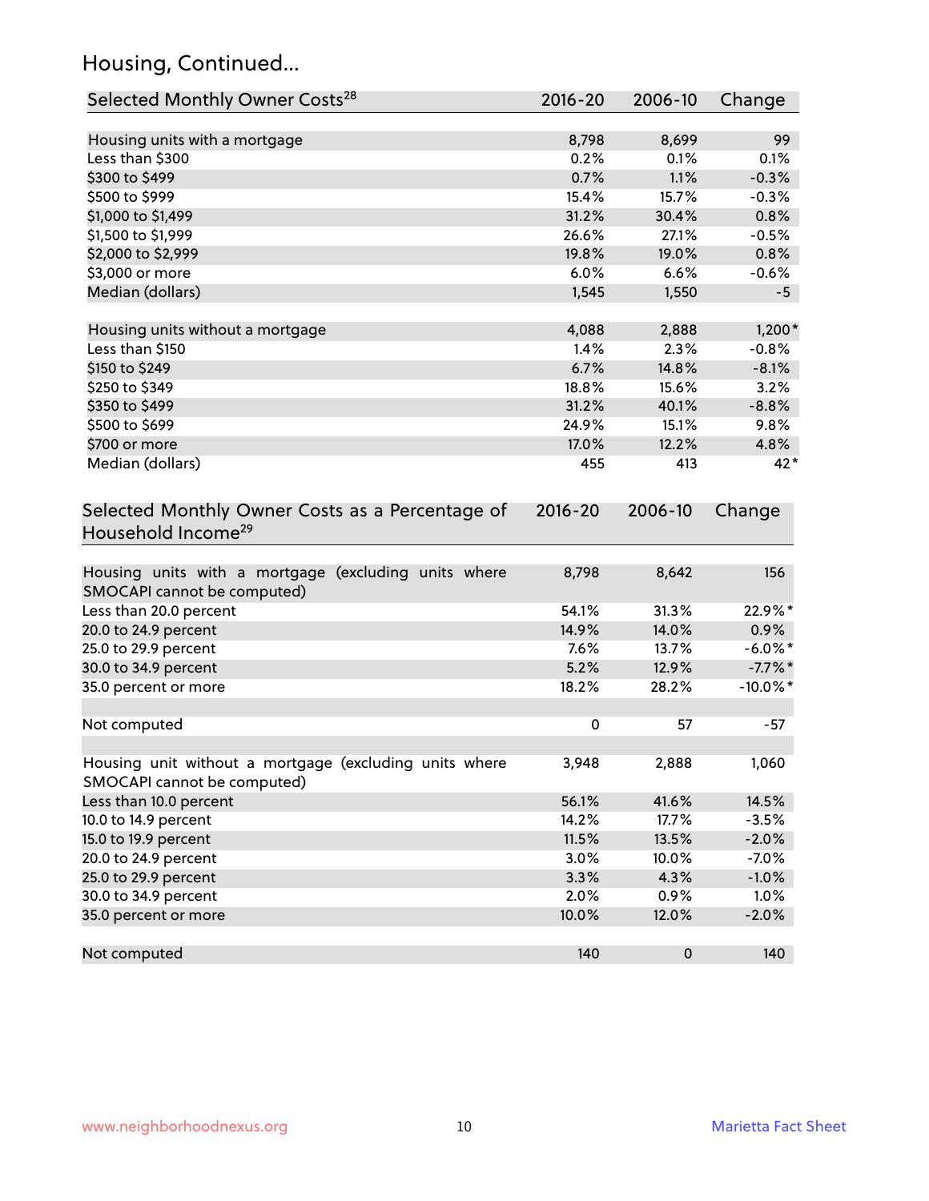## Housing, Continued...

| Selected Monthly Owner Costs[28] | 2016-20 | 2006-10 | Change |
|---|---|---|---|
| Housing units with a mortgage | 8,798 | 8,699 | 99 |
| Less than $300 | 0.2% | 0.1% | 0.1% |
| $300 to $499 | 0.7% | 1.1% | -0.3% |
| $500 to $999 | 15.4% | 15.7% | -0.3% |
| $1,000 to $1,499 | 31.2% | 30.4% | 0.8% |
| $1,500 to $1,999 | 26.6% | 27.1% | -0.5% |
| $2,000 to $2,999 | 19.8% | 19.0% | 0.8% |
| $3,000 or more | 6.0% | 6.6% | -0.6% |
| Median (dollars) | 1,545 | 1,550 | -5 |
| | | | |
| Housing units without a mortgage | 4,088 | 2,888 | 1,200* |
| Less than $150 | 1.4% | 2.3% | -0.8% |
| $150 to $249 | 6.7% | 14.8% | -8.1% |
| $250 to $349 | 18.8% | 15.6% | 3.2% |
| $350 to $499 | 31.2% | 40.1% | -8.8% |
| $500 to $699 | 24.9% | 15.1% | 9.8% |
| $700 or more | 17.0% | 12.2% | 4.8% |
| Median (dollars) | 455 | 413 | 42* |

| Selected Monthly Owner Costs as a Percentage of Household Income[29] | 2016-20 | 2006-10 | Change |
|---|---|---|---|
| Housing units with a mortgage (excluding units where SMOCAPI cannot be computed) | 8,798 | 8,642 | 156 |
| Less than 20.0 percent | 54.1% | 31.3% | 22.9%* |
| 20.0 to 24.9 percent | 14.9% | 14.0% | 0.9% |
| 25.0 to 29.9 percent | 7.6% | 13.7% | -6.0%* |
| 30.0 to 34.9 percent | 5.2% | 12.9% | -7.7%* |
| 35.0 percent or more | 18.2% | 28.2% | -10.0%* |
| | | | |
| Not computed | 0 | 57 | -57 |
| | | | |
| Housing unit without a mortgage (excluding units where SMOCAPI cannot be computed) | 3,948 | 2,888 | 1,060 |
| Less than 10.0 percent | 56.1% | 41.6% | 14.5% |
| 10.0 to 14.9 percent | 14.2% | 17.7% | -3.5% |
| 15.0 to 19.9 percent | 11.5% | 13.5% | -2.0% |
| 20.0 to 24.9 percent | 3.0% | 10.0% | -7.0% |
| 25.0 to 29.9 percent | 3.3% | 4.3% | -1.0% |
| 30.0 to 34.9 percent | 2.0% | 0.9% | 1.0% |
| 35.0 percent or more | 10.0% | 12.0% | -2.0% |
| | | | |
| Not computed | 140 | 0 | 140 |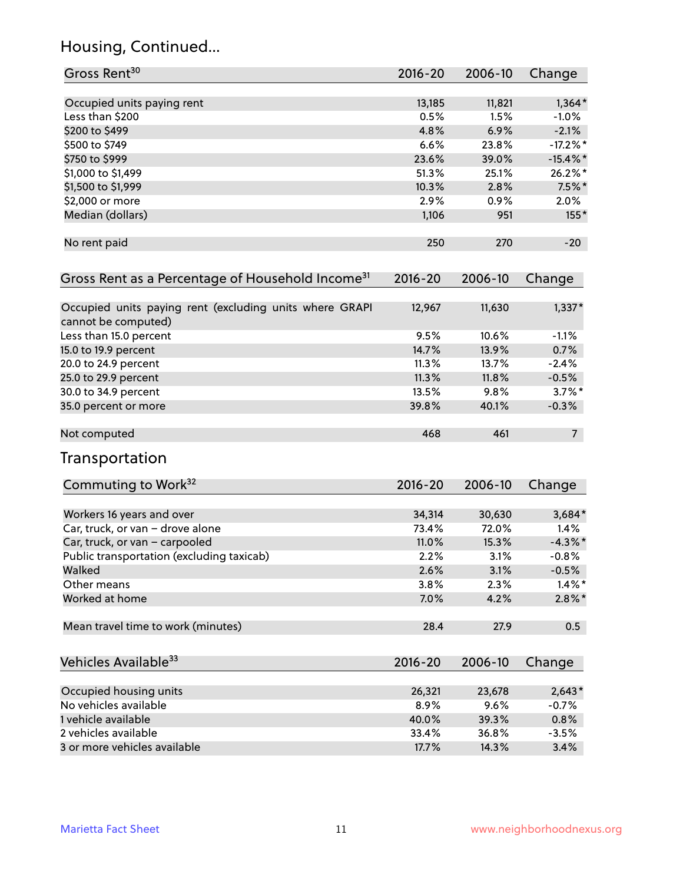## Housing, Continued...

| Gross Rent[30] | 2016-20 | 2006-10 | Change |
|---|---|---|---|
| Occupied units paying rent | 13,185 | 11,821 | 1,364* |
| Less than $200 | 0.5% | 1.5% | -1.0% |
| $200 to $499 | 4.8% | 6.9% | -2.1% |
| $500 to $749 | 6.6% | 23.8% | -17.2%* |
| $750 to $999 | 23.6% | 39.0% | -15.4%* |
| $1,000 to $1,499 | 51.3% | 25.1% | 26.2%* |
| $1,500 to $1,999 | 10.3% | 2.8% | 7.5%* |
| $2,000 or more | 2.9% | 0.9% | 2.0% |
| Median (dollars) | 1,106 | 951 | 155* |
| No rent paid | 250 | 270 | -20 |

| Gross Rent as a Percentage of Household Income[31] | 2016-20 | 2006-10 | Change |
|---|---|---|---|
| Occupied units paying rent (excluding units where GRAPI cannot be computed) | 12,967 | 11,630 | 1,337* |
| Less than 15.0 percent | 9.5% | 10.6% | -1.1% |
| 15.0 to 19.9 percent | 14.7% | 13.9% | 0.7% |
| 20.0 to 24.9 percent | 11.3% | 13.7% | -2.4% |
| 25.0 to 29.9 percent | 11.3% | 11.8% | -0.5% |
| 30.0 to 34.9 percent | 13.5% | 9.8% | 3.7%* |
| 35.0 percent or more | 39.8% | 40.1% | -0.3% |
| Not computed | 468 | 461 | 7 |

## Transportation

| Commuting to Work[32] | 2016-20 | 2006-10 | Change |
|---|---|---|---|
| Workers 16 years and over | 34,314 | 30,630 | 3,684* |
| Car, truck, or van – drove alone | 73.4% | 72.0% | 1.4% |
| Car, truck, or van – carpooled | 11.0% | 15.3% | -4.3%* |
| Public transportation (excluding taxicab) | 2.2% | 3.1% | -0.8% |
| Walked | 2.6% | 3.1% | -0.5% |
| Other means | 3.8% | 2.3% | 1.4%* |
| Worked at home | 7.0% | 4.2% | 2.8%* |
| Mean travel time to work (minutes) | 28.4 | 27.9 | 0.5 |

| Vehicles Available[33] | 2016-20 | 2006-10 | Change |
|---|---|---|---|
| Occupied housing units | 26,321 | 23,678 | 2,643* |
| No vehicles available | 8.9% | 9.6% | -0.7% |
| 1 vehicle available | 40.0% | 39.3% | 0.8% |
| 2 vehicles available | 33.4% | 36.8% | -3.5% |
| 3 or more vehicles available | 17.7% | 14.3% | 3.4% |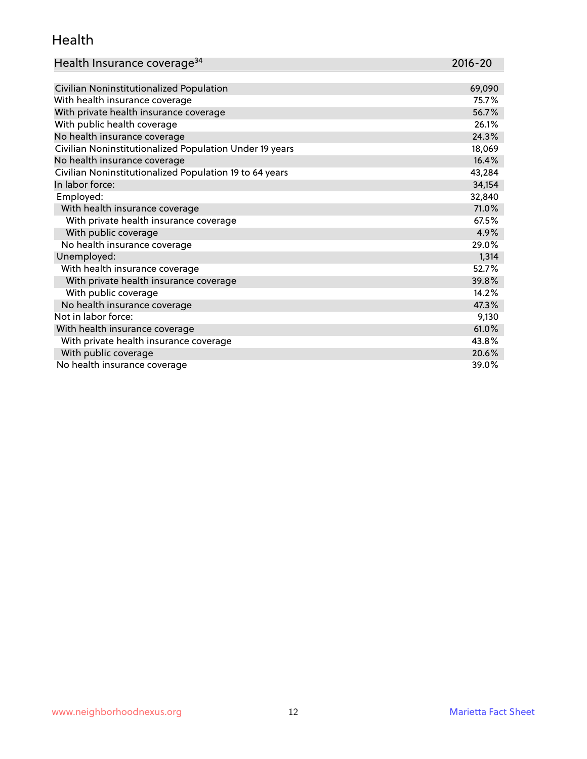# Health

| Health Insurance coverage[34] | 2016-20 |
|---|---|
| Civilian Noninstitutionalized Population | 69,090 |
| With health insurance coverage | 75.7% |
| With private health insurance coverage | 56.7% |
| With public health coverage | 26.1% |
| No health insurance coverage | 24.3% |
| Civilian Noninstitutionalized Population Under 19 years | 18,069 |
| No health insurance coverage | 16.4% |
| Civilian Noninstitutionalized Population 19 to 64 years | 43,284 |
| In labor force: | 34,154 |
| Employed: | 32,840 |
| With health insurance coverage | 71.0% |
| With private health insurance coverage | 67.5% |
| With public coverage | 4.9% |
| No health insurance coverage | 29.0% |
| Unemployed: | 1,314 |
| With health insurance coverage | 52.7% |
| With private health insurance coverage | 39.8% |
| With public coverage | 14.2% |
| No health insurance coverage | 47.3% |
| Not in labor force: | 9,130 |
| With health insurance coverage | 61.0% |
| With private health insurance coverage | 43.8% |
| With public coverage | 20.6% |
| No health insurance coverage | 39.0% |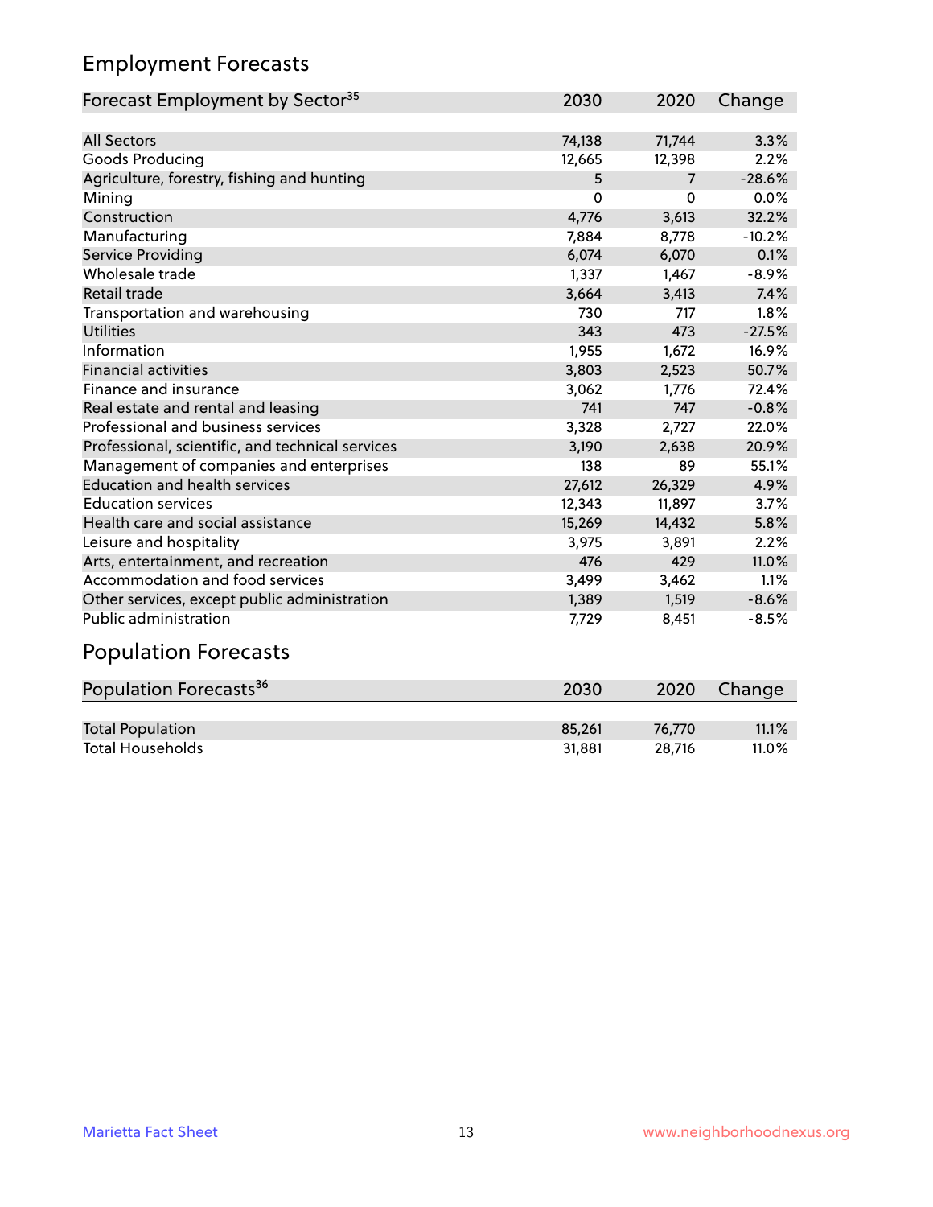## Employment Forecasts

| Forecast Employment by Sector[35] | 2030 | 2020 | Change |
|---|---|---|---|
| All Sectors | 74,138 | 71,744 | 3.3% |
| Goods Producing | 12,665 | 12,398 | 2.2% |
| Agriculture, forestry, fishing and hunting | 5 | 7 | -28.6% |
| Mining | 0 | 0 | 0.0% |
| Construction | 4,776 | 3,613 | 32.2% |
| Manufacturing | 7,884 | 8,778 | -10.2% |
| Service Providing | 6,074 | 6,070 | 0.1% |
| Wholesale trade | 1,337 | 1,467 | -8.9% |
| Retail trade | 3,664 | 3,413 | 7.4% |
| Transportation and warehousing | 730 | 717 | 1.8% |
| Utilities | 343 | 473 | -27.5% |
| Information | 1,955 | 1,672 | 16.9% |
| Financial activities | 3,803 | 2,523 | 50.7% |
| Finance and insurance | 3,062 | 1,776 | 72.4% |
| Real estate and rental and leasing | 741 | 747 | -0.8% |
| Professional and business services | 3,328 | 2,727 | 22.0% |
| Professional, scientific, and technical services | 3,190 | 2,638 | 20.9% |
| Management of companies and enterprises | 138 | 89 | 55.1% |
| Education and health services | 27,612 | 26,329 | 4.9% |
| Education services | 12,343 | 11,897 | 3.7% |
| Health care and social assistance | 15,269 | 14,432 | 5.8% |
| Leisure and hospitality | 3,975 | 3,891 | 2.2% |
| Arts, entertainment, and recreation | 476 | 429 | 11.0% |
| Accommodation and food services | 3,499 | 3,462 | 1.1% |
| Other services, except public administration | 1,389 | 1,519 | -8.6% |
| Public administration | 7,729 | 8,451 | -8.5% |

## Population Forecasts

| Population Forecasts[36] | 2030 | 2020 | Change |
|---|---|---|---|
| Total Population | 85,261 | 76,770 | 11.1% |
| Total Households | 31,881 | 28,716 | 11.0% |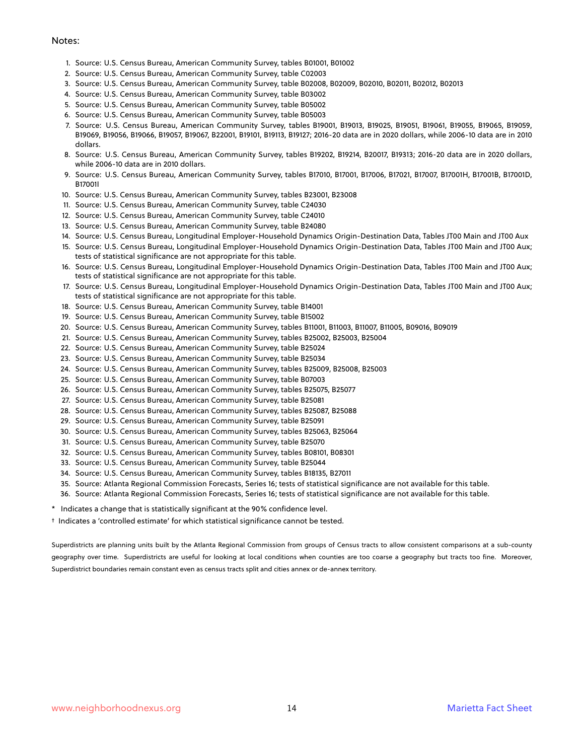Notes:

1. Source: U.S. Census Bureau, American Community Survey, tables B01001, B01002
2. Source: U.S. Census Bureau, American Community Survey, table C02003
3. Source: U.S. Census Bureau, American Community Survey, table B02008, B02009, B02010, B02011, B02012, B02013
4. Source: U.S. Census Bureau, American Community Survey, table B03002
5. Source: U.S. Census Bureau, American Community Survey, table B05002
6. Source: U.S. Census Bureau, American Community Survey, table B05003
7. Source: U.S. Census Bureau, American Community Survey, tables B19001, B19013, B19025, B19051, B19061, B19055, B19065, B19059, B19069, B19056, B19066, B19057, B19067, B22001, B19101, B19113, B19127; 2016-20 data are in 2020 dollars, while 2006-10 data are in 2010 dollars.
8. Source: U.S. Census Bureau, American Community Survey, tables B19202, B19214, B20017, B19313; 2016-20 data are in 2020 dollars, while 2006-10 data are in 2010 dollars.
9. Source: U.S. Census Bureau, American Community Survey, tables B17010, B17001, B17006, B17021, B17007, B17001H, B17001B, B17001D, B17001I
10. Source: U.S. Census Bureau, American Community Survey, tables B23001, B23008
11. Source: U.S. Census Bureau, American Community Survey, table C24030
12. Source: U.S. Census Bureau, American Community Survey, table C24010
13. Source: U.S. Census Bureau, American Community Survey, table B24080
14. Source: U.S. Census Bureau, Longitudinal Employer-Household Dynamics Origin-Destination Data, Tables JT00 Main and JT00 Aux
15. Source: U.S. Census Bureau, Longitudinal Employer-Household Dynamics Origin-Destination Data, Tables JT00 Main and JT00 Aux; tests of statistical significance are not appropriate for this table.
16. Source: U.S. Census Bureau, Longitudinal Employer-Household Dynamics Origin-Destination Data, Tables JT00 Main and JT00 Aux; tests of statistical significance are not appropriate for this table.
17. Source: U.S. Census Bureau, Longitudinal Employer-Household Dynamics Origin-Destination Data, Tables JT00 Main and JT00 Aux; tests of statistical significance are not appropriate for this table.
18. Source: U.S. Census Bureau, American Community Survey, table B14001
19. Source: U.S. Census Bureau, American Community Survey, table B15002
20. Source: U.S. Census Bureau, American Community Survey, tables B11001, B11003, B11007, B11005, B09016, B09019
21. Source: U.S. Census Bureau, American Community Survey, tables B25002, B25003, B25004
22. Source: U.S. Census Bureau, American Community Survey, table B25024
23. Source: U.S. Census Bureau, American Community Survey, table B25034
24. Source: U.S. Census Bureau, American Community Survey, tables B25009, B25008, B25003
25. Source: U.S. Census Bureau, American Community Survey, table B07003
26. Source: U.S. Census Bureau, American Community Survey, tables B25075, B25077
27. Source: U.S. Census Bureau, American Community Survey, table B25081
28. Source: U.S. Census Bureau, American Community Survey, tables B25087, B25088
29. Source: U.S. Census Bureau, American Community Survey, table B25091
30. Source: U.S. Census Bureau, American Community Survey, tables B25063, B25064
31. Source: U.S. Census Bureau, American Community Survey, table B25070
32. Source: U.S. Census Bureau, American Community Survey, tables B08101, B08301
33. Source: U.S. Census Bureau, American Community Survey, table B25044
34. Source: U.S. Census Bureau, American Community Survey, tables B18135, B27011
35. Source: Atlanta Regional Commission Forecasts, Series 16; tests of statistical significance are not available for this table.
36. Source: Atlanta Regional Commission Forecasts, Series 16; tests of statistical significance are not available for this table.

\* Indicates a change that is statistically significant at the 90% confidence level.

† Indicates a 'controlled estimate' for which statistical significance cannot be tested.

Superdistricts are planning units built by the Atlanta Regional Commission from groups of Census tracts to allow consistent comparisons at a sub-county geography over time. Superdistricts are useful for looking at local conditions when counties are too coarse a geography but tracts too fine. Moreover, Superdistrict boundaries remain constant even as census tracts split and cities annex or de-annex territory.